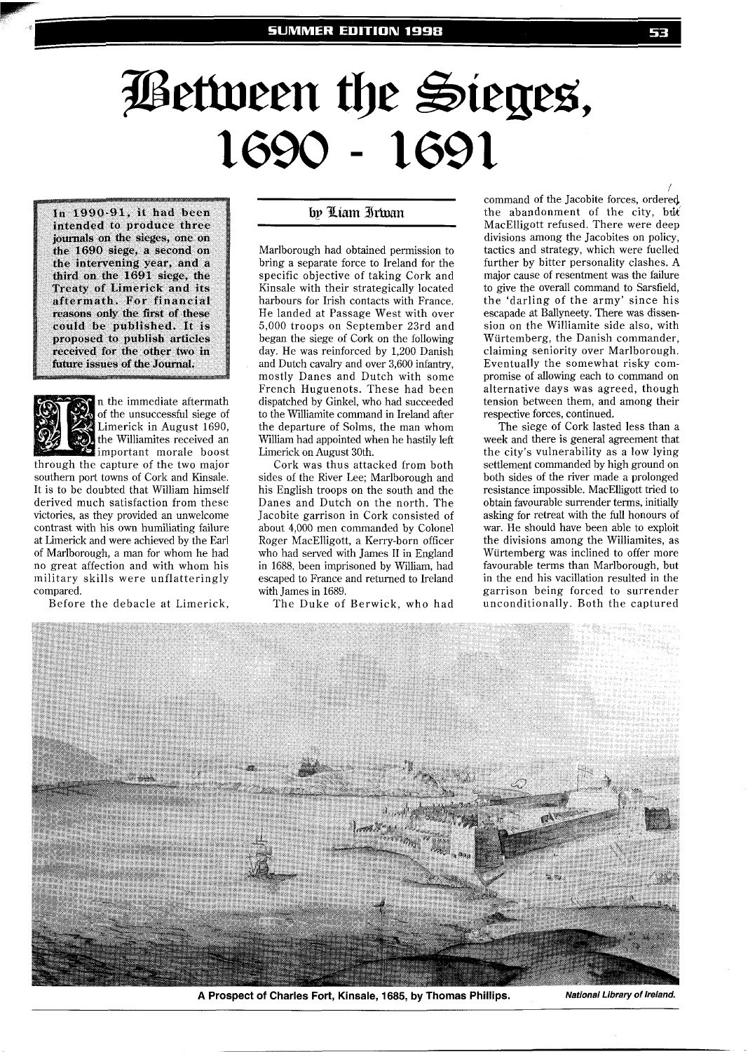# Between the Sieges, 1690 - 1691

**In 1990-91, it had been intended to produce three journals on the sieges, one on the 1690 siege, a second on the intervening year, and a third on the 1691 siege, the Treaty of Limerick and its aftermath. For financial reasons only the first of these could be published. It is proposed to publish articles received for the other two in future issues of the Journal.**

by Liam Irwin

In the immediate aftermath of the unsuccessful siege of Limerick in August 1690, the Williamites received an important morale boost through the capture of the two major southern port towns of Cork and Kinsale. It is to be doubted that William himself derived much satisfaction from these victories, as they provided an unwelcome contrast with his own humiliating failure at Limerick and were achieved by the Earl of Marlborough, a man for whom he had no great affection and with whom his military skills were unflatteringly compared.

Before the debacle at Limerick, Marlborough had obtained permission to bring a separate force to Ireland for the specific objective of taking Cork and Kinsale with their strategically located harbours for Irish contacts with France. He landed at Passage West with over 5,000 troops on September 23rd and began the siege of Cork on the following day. He was reinforced by 1,200 Danish and Dutch cavalry and over 3,600 infantry, mostly Danes and Dutch with some French Huguenots. These had been dispatched by Ginkel, who had succeeded to the Williamite command in Ireland after the departure of Solms, the man whom William had appointed when he hastily left Limerick on August 30th.

Cork was thus attacked from both sides of the River Lee; Marlborough and his English troops on the south and the Danes and Dutch on the north. The Jacobite garrison in Cork consisted of about 4,000 men commanded by Colonel Roger MacElligott, a Kerry-born officer who had served with James II in England in 1688, been imprisoned by William, had escaped to France and returned to Ireland with James in 1689.

The Duke of Berwick, who had command of the Jacobite forces, ordered the abandonment of the city, but MacElligott refused. There were deep divisions among the Jacobites on policy, tactics and strategy, which were fuelled further by bitter personality clashes. A major cause of resentment was the failure to give the overall command to Sarsfield, the 'darling of the army' since his escapade at Ballyneety. There was dissension on the Williamite side also, with Würtemberg, the Danish commander, claiming seniority over Marlborough. Eventually the somewhat risky compromise of allowing each to command on alternative days was agreed, though tension between them, and among their respective forces, continued.

The siege of Cork lasted less than a week and there is general agreement that the city's vulnerability as a low lying settlement commanded by high ground on both sides of the river made a prolonged resistance impossible. MacElligott tried to obtain favourable surrender terms, initially asking for retreat with the full honours of war. He should have been able to exploit the divisions among the Williamites, as Würtemberg was inclined to offer more favourable terms than Marlborough, but in the end his vacillation resulted in the garrison being forced to surrender unconditionally. Both the captured

A Prospect of Charles Fort, Kinsale, 1685, by Thomas Phillips. *National Library of Ireland.*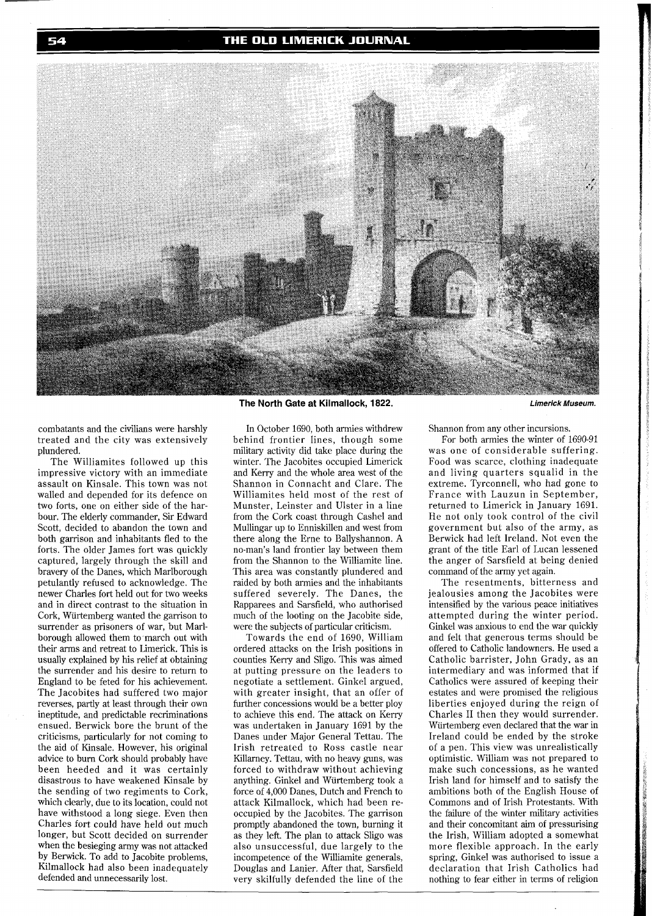The North Gate at Kilmallock, 1822. *Limerick Museum.*

combatants and the civilians were harshly treated and the city was extensively plundered.

The Williamites followed up this impressive victory with an immediate assault on Kinsale. This town was not walled and depended for its defence on two forts, one on either side of the harbour. The elderly commander, Sir Edward Scott, decided to abandon the town and both garrison and inhabitants fled to the forts. The older James fort was quickly captured, largely through the skill and bravery of the Danes, which Marlborough petulantly refused to acknowledge. The newer Charles fort held out for two weeks and in direct contrast to the situation in Cork, Würtemberg wanted the garrison to surrender as prisoners of war, but Marlborough allowed them to march out with their arms and retreat to Limerick. This is usually explained by his relief at obtaining the surrender and his desire to return to England to be feted for his achievement. The Jacobites had suffered two major reverses, partly at least through their own ineptitude, and predictable recriminations ensued. Berwick bore the brunt of the criticisms, particularly for not coming to the aid of Kinsale. However, his original advice to burn Cork should probably have been heeded and it was certainly disastrous to have weakened Kinsale by the sending of two regiments to Cork, which clearly, due to its location, could not have withstood a long siege. Even then Charles fort could have held out much longer, but Scott decided on surrender when the besieging army was not attacked by Berwick. To add to Jacobite problems, Kilmallock had also been inadequately defended and unnecessarily lost.

In October 1690, both armies withdrew behind frontier lines, though some military activity did take place during the winter. The Jacobites occupied Limerick and Kerry and the whole area west of the Shannon in Connacht and Clare. The Williamites held most of the rest of Munster, Leinster and Ulster in a line from the Cork coast through Cashel and Mullingar up to Enniskillen and west from there along the Erne to Ballyshannon. A no-man's land frontier lay between them from the Shannon to the Williamite line. This area was constantly plundered and raided by both armies and the inhabitants suffered severely. The Danes, the Rapparees and Sarsfield, who authorised much of the looting on the Jacobite side, were the subjects of particular criticism.

Towards the end of 1690, William ordered attacks on the Irish positions in counties Kerry and Sligo. This was aimed at putting pressure on the leaders to negotiate a settlement. Ginkel argued, with greater insight, that an offer of further concessions would be a better ploy to achieve this end. The attack on Kerry was undertaken in January 1691 by the Danes under Major General Tettau. The Irish retreated to Ross castle near Killarney. Tettau, with no heavy guns, was forced to withdraw without achieving anything. Ginkel and Würtemberg took a force of 4,000 Danes, Dutch and French to attack Kilmallock, which had been re-occupied by the Jacobites. The garrison promptly abandoned the town, burning it as they left. The plan to attack Sligo was also unsuccessful, due largely to the incompetence of the Williamite generals, Douglas and Lanier. After that, Sarsfield very skilfully defended the line of the Shannon from any other incursions.

For both armies the winter of 1690-91 was one of considerable suffering. Food was scarce, clothing inadequate and living quarters squalid in the extreme. Tyrconnell, who had gone to France with Lauzun in September, returned to Limerick in January 1691. He not only took control of the civil government but also of the army, as Berwick had left Ireland. Not even the grant of the title Earl of Lucan lessened the anger of Sarsfield at being denied command of the army yet again.

The resentments, bitterness and jealousies among the Jacobites were intensified by the various peace initiatives attempted during the winter period. Ginkel was anxious to end the war quickly and felt that generous terms should be offered to Catholic landowners. He used a Catholic barrister, John Grady, as an intermediary and was informed that if Catholics were assured of keeping their estates and were promised the religious liberties enjoyed during the reign of Charles II then they would surrender. Würtemberg even declared that the war in Ireland could be ended by the stroke of a pen. This view was unrealistically optimistic. William was not prepared to make such concessions, as he wanted Irish land for himself and to satisfy the ambitions both of the English House of Commons and of Irish Protestants. With the failure of the winter military activities and their concomitant aim of pressurising the Irish, William adopted a somewhat more flexible approach. In the early spring, Ginkel was authorised to issue a declaration that Irish Catholics had nothing to fear either in terms of religion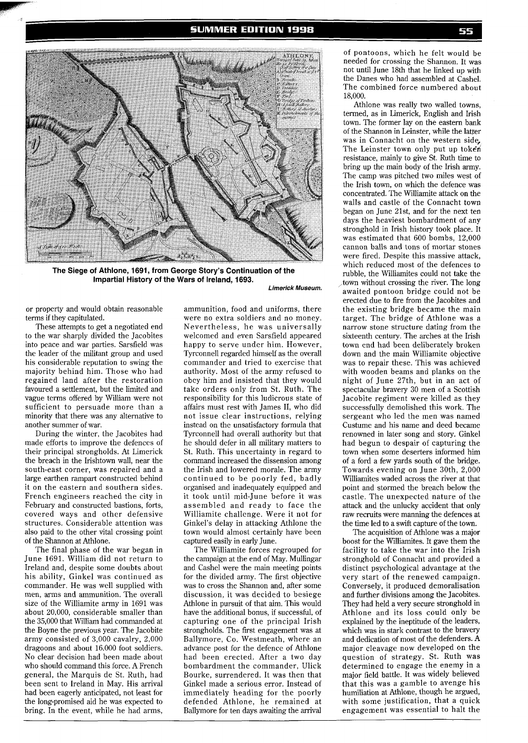**The Siege of Athlone, 1691, from George Story's Continuation of the Impartial History of the Wars of Ireland, 1693.**

*Limerick Museum.*

or property and would obtain reasonable terms if they capitulated.

These attempts to get a negotiated end to the war sharply divided the Jacobites into peace and war parties. Sarsfield was the leader of the militant group and used his considerable reputation to swing the majority behind him. Those who had regained land after the restoration favoured a settlement, but the limited and vague terms offered by William were not sufficient to persuade more than a minority that there was any alternative to another summer of war.

During the winter, the Jacobites had made efforts to improve the defences of their principal strongholds. At Limerick the breach in the Irishtown wall, near the south-east corner, was repaired and a large earthen rampart constructed behind it on the eastern and southern sides. French engineers reached the city in February and constructed bastions, forts, covered ways and other defensive structures. Considerable attention was also paid to the other vital crossing point of the Shannon at Athlone.

The final phase of the war began in June 1691. William did not return to Ireland and, despite some doubts about his ability, Ginkel was continued as commander. He was well supplied with men, arms and ammunition. The overall size of the Williamite army in 1691 was about 20,000, considerable smaller than the 35,000 that William had commanded at the Boyne the previous year. The Jacobite army consisted of 3,000 cavalry, 2,000 dragoons and about 16,000 foot soldiers. No clear decision had been made about who should command this force. A French general, the Marquis de St. Ruth, had been sent to Ireland in May. His arrival had been eagerly anticipated, not least for the long-promised aid he was expected to bring. In the event, while he had arms, ammunition, food and uniforms, there were no extra soldiers and no money. Nevertheless, he was universally welcomed and even Sarsfield appeared happy to serve under him. However, Tyrconnell regarded himself as the overall commander and tried to exercise that authority. Most of the army refused to obey him and insisted that they would take orders only from St. Ruth. The responsibility for this ludicrous state of affairs must rest with James II, who did not issue clear instructions, relying instead on the unsatisfactory formula that Tyrconnell had overall authority but that he should defer in all military matters to St. Ruth. This uncertainty in regard to command increased the dissension among the Irish and lowered morale. The army continued to be poorly fed, badly organised and inadequately equipped and it took until mid-June before it was assembled and ready to face the Williamite challenge. Were it not for Ginkel's delay in attacking Athlone the town would almost certainly have been captured easily in early June.

The Williamite forces regrouped for the campaign at the end of May. Mullingar and Cashel were the main meeting points for the divided army. The first objective was to cross the Shannon and, after some discussion, it was decided to besiege Athlone in pursuit of that aim. This would have the additional bonus, if successful, of capturing one of the principal Irish strongholds. The first engagement was at Ballymore, Co. Westmeath, where an advance post for the defence of Athlone had been erected. After a two day bombardment the commander, Ulick Bourke, surrendered. It was then that Ginkel made a serious error. Instead of immediately heading for the poorly defended Athlone, he remained at Ballymore for ten days awaiting the arrival of pontoons, which he felt would be needed for crossing the Shannon. It was not until June 18th that he linked up with the Danes who had assembled at Cashel. The combined force numbered about 18,000.

Athlone was really two walled towns, termed, as in Limerick, English and Irish town. The former lay on the eastern bank of the Shannon in Leinster, while the latter was in Connacht on the western side. The Leinster town only put up token resistance, mainly to give St. Ruth time to bring up the main body of the Irish army. The camp was pitched two miles west of the Irish town, on which the defence was concentrated. The Williamite attack on the walls and castle of the Connacht town began on June 21st, and for the next ten days the heaviest bombardment of any stronghold in Irish history took place. It was estimated that 600 bombs, 12,000 cannon balls and tons of mortar stones were fired. Despite this massive attack, which reduced most of the defences to rubble, the Williamites could not take the town without crossing the river. The long awaited pontoon bridge could not be erected due to fire from the Jacobites and the existing bridge became the main target. The bridge of Athlone was a narrow stone structure dating from the sixteenth century. The arches at the Irish town end had been deliberately broken down and the main Williamite objective was to repair these. This was achieved with wooden beams and planks on the night of June 27th, but in an act of spectacular bravery 30 men of a Scottish Jacobite regiment were killed as they successfully demolished this work. The sergeant who led the men was named Custume and his name and deed became renowned in later song and story. Ginkel had begun to despair of capturing the town when some deserters informed him of a ford a few yards south of the bridge. Towards evening on June 30th, 2,000 Williamites waded across the river at that point and stormed the breach below the castle. The unexpected nature of the attack and the unlucky accident that only raw recruits were manning the defences at the time led to a swift capture of the town.

The acquisition of Athlone was a major boost for the Williamites. It gave them the facility to take the war into the Irish stronghold of Connacht and provided a distinct psychological advantage at the very start of the renewed campaign. Conversely, it produced demoralisation and further divisions among the Jacobites. They had held a very secure stronghold in Athlone and its loss could only be explained by the ineptitude of the leaders, which was in stark contrast to the bravery and dedication of most of the defenders. A major cleavage now developed on the question of strategy. St. Ruth was determined to engage the enemy in a major field battle. It was widely believed that this was a gamble to avenge his humiliation at Athlone, though he argued, with some justification, that a quick engagement was essential to halt the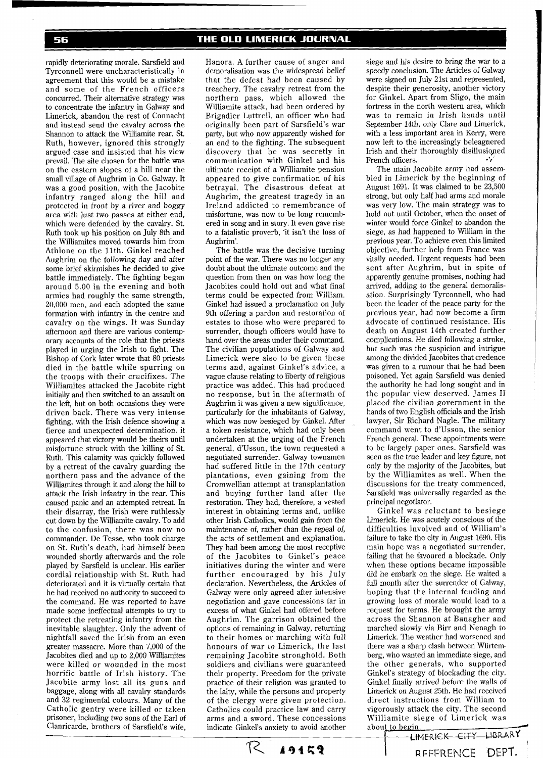rapidly deteriorating morale. Sarsfield and Tyrconnell were uncharacteristically in agreement that this would be a mistake and some of the French officers concurred. Their alternative strategy was to concentrate the infantry in Galway and Limerick, abandon the rest of Connacht and instead send the cavalry across the Shannon to attack the Williamite rear. St. Ruth, however, ignored this strongly argued case and insisted that his view prevail. The site chosen for the battle was on the eastern slopes of a hill near the small village of Aughrim in Co. Galway. It was a good position, with the Jacobite infantry ranged along the hill and protected in front by a river and boggy area with just two passes at either end, which were defended by the cavalry. St. Ruth took up his position on July 8th and the Williamites moved towards him from Athlone on the 11th. Ginkel reached Aughrim on the following day and after some brief skirmishes he decided to give battle immediately. The fighting began around 5.00 in the evening and both armies had roughly the same strength, 20,000 men, and each adopted the same formation with infantry in the centre and cavalry on the wings. It was Sunday afternoon and there are various contemporary accounts of the role that the priests played in urging the Irish to fight. The Bishop of Cork later wrote that 80 priests died in the battle while spurring on the troops with their crucifixes. The Williamites attacked the Jacobite right initially and then switched to an assault on the left, but on both occasions they were driven back. There was very intense fighting, with the Irish defence showing a fierce and unexpected determination. it appeared that victory would be theirs until misfortune struck with the killing of St. Ruth. This calamity was quickly followed by a retreat of the cavalry guarding the northern pass and the advance of the Williamites through it and along the hill to attack the Irish infantry in the rear. This caused panic and an attempted retreat. In their disarray, the Irish were ruthlessly cut down by the Williamite cavalry. To add to the confusion, there was now no commander. De Tesse, who took charge on St. Ruth's death, had himself been wounded shortly afterwards and the role played by Sarsfield is unclear. His earlier cordial relationship with St. Ruth had deteriorated and it is virtually certain that he had received no authority to succeed to the command. He was reported to have made some ineffectual attempts to try to protect the retreating infantry from the inevitable slaughter. Only the advent of nightfall saved the Irish from an even greater massacre. More than 7,000 of the Jacobites died and up to 2,000 Williamites were killed or wounded in the most horrific battle of Irish history. The Jacobite army lost all its guns and baggage, along with all cavalry standards and 32 regimental colours. Many of the Catholic gentry were killed or taken prisoner, including two sons of the Earl of Clanricarde, brothers of Sarsfield's wife, Hanora. A further cause of anger and demoralisation was the widespread belief that the defeat had been caused by treachery. The cavalry retreat from the northern pass, which allowed the Williamite attack, had been ordered by Brigadier Luttrell, an officer who had originally been part of Sarsfield's war party, but who now apparently wished for an end to the fighting. The subsequent discovery that he was secretly in communication with Ginkel and his ultimate receipt of a Williamite pension appeared to give confirmation of his betrayal. The disastrous defeat at Aughrim, the greatest tragedy in an Ireland addicted to remembrance of misfortune, was now to be long remembered in song and in story. It even gave rise to a fatalistic proverb, 'it isn't the loss of Aughrim'.

The battle was the decisive turning point of the war. There was no longer any doubt about the ultimate outcome and the question from then on was how long the Jacobites could hold out and what final terms could be expected from William. Ginkel had issued a proclamation on July 9th offering a pardon and restoration of estates to those who were prepared to surrender, though officers would have to hand over the areas under their command. The civilian populations of Galway and Limerick were also to be given these terms and, against Ginkel's advice, a vague clause relating to liberty of religious practice was added. This had produced no response, but in the aftermath of Aughrim it was given a new significance, particularly for the inhabitants of Galway, which was now besieged by Ginkel. After a token resistance, which had only been undertaken at the urging of the French general, d'Usson, the town requested a negotiated surrender. Galway townsmen had suffered little in the 17th century plantations, even gaining from the Cromwellian attempt at transplantation and buying further land after the restoration. They had, therefore, a vested interest in obtaining terms and, unlike other Irish Catholics, would gain from the maintenance of, rather than the repeal of, the acts of settlement and explanation. They had been among the most receptive of the Jacobites to Ginkel's peace initiatives during the winter and were further encouraged by his July declaration. Nevertheless, the Articles of Galway were only agreed after intensive negotiation and gave concessions far in excess of what Ginkel had offered before Aughrim. The garrison obtained the options of remaining in Galway, returning to their homes or marching with full honours of war to Limerick, the last remaining Jacobite stronghold. Both soldiers and civilians were guaranteed their property. Freedom for the private practice of their religion was granted to the laity, while the persons and property of the clergy were given protection. Catholics could practice law and carry arms and a sword. These concessions indicate Ginkel's anxiety to avoid another siege and his desire to bring the war to a speedy conclusion. The Articles of Galway were signed on July 21st and represented, despite their generosity, another victory for Ginkel. Apart from Sligo, the main fortress in the north western area, which was to remain in Irish hands until September 14th, only Clare and Limerick, with a less important area in Kerry, were now left to the increasingly beleaguered Irish and their thoroughly disillusioned French officers.

The main Jacobite army had assembled in Limerick by the beginning of August 1691. It was claimed to be 23,500 strong, but only half had arms and morale was very low. The main strategy was to hold out until October, when the onset of winter would force Ginkel to abandon the siege, as had happened to William in the previous year. To achieve even this limited objective, further help from France was vitally needed. Urgent requests had been sent after Aughrim, but in spite of apparently genuine promises, nothing had arrived, adding to the general demoralisation. Surprisingly Tyrconnell, who had been the leader of the peace party for the previous year, had now become a firm advocate of continued resistance. His death on August 14th created further complications. He died following a stroke, but such was the suspicion and intrigue among the divided Jacobites that credence was given to a rumour that he had been poisoned. Yet again Sarsfield was denied the authority he had long sought and in the popular view deserved. James II placed the civilian government in the hands of two English officials and the Irish lawyer, Sir Richard Nagle. The military command went to d'Usson, the senior French general. These appointments were to be largely paper ones. Sarsfield was seen as the true leader and key figure, not only by the majority of the Jacobites, but by the Williamites as well. When the discussions for the treaty commenced, Sarsfield was universally regarded as the principal negotiator.

Ginkel was reluctant to besiege Limerick. He was acutely conscious of the difficulties involved and of William's failure to take the city in August 1690. His main hope was a negotiated surrender, failing that he favoured a blockade. Only when these options became impossible did he embark on the siege. He waited a full month after the surrender of Galway, hoping that the internal feuding and growing loss of morale would lead to a request for terms. He brought the army across the Shannon at Banagher and marched slowly via Birr and Nenagh to Limerick. The weather had worsened and there was a sharp clash between Würtemberg, who wanted an immediate siege, and the other generals, who supported Ginkel's strategy of blockading the city. Ginkel finally arrived before the walls of Limerick on August 25th. He had received direct instructions from William to vigorously attack the city. The second Williamite siege of Limerick was about to begin.